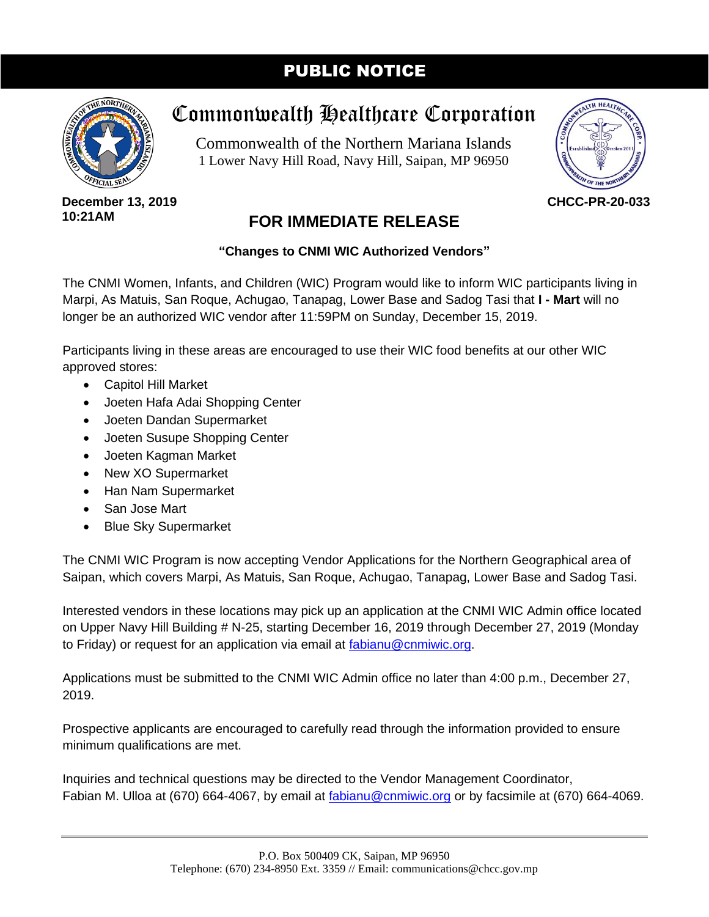# PUBLIC NOTICE

## Commonwealth Healthcare Corporation

Commonwealth of the Northern Mariana Islands
1 Lower Navy Hill Road, Navy Hill, Saipan, MP 96950

**December 13, 2019**
**10:21AM**

**CHCC-PR-20-033**

## FOR IMMEDIATE RELEASE

**"Changes to CNMI WIC Authorized Vendors"**

The CNMI Women, Infants, and Children (WIC) Program would like to inform WIC participants living in Marpi, As Matuis, San Roque, Achugao, Tanapag, Lower Base and Sadog Tasi that **I - Mart** will no longer be an authorized WIC vendor after 11:59PM on Sunday, December 15, 2019.

Participants living in these areas are encouraged to use their WIC food benefits at our other WIC approved stores:

- Capitol Hill Market
- Joeten Hafa Adai Shopping Center
- Joeten Dandan Supermarket
- Joeten Susupe Shopping Center
- Joeten Kagman Market
- New XO Supermarket
- Han Nam Supermarket
- San Jose Mart
- Blue Sky Supermarket

The CNMI WIC Program is now accepting Vendor Applications for the Northern Geographical area of Saipan, which covers Marpi, As Matuis, San Roque, Achugao, Tanapag, Lower Base and Sadog Tasi.

Interested vendors in these locations may pick up an application at the CNMI WIC Admin office located on Upper Navy Hill Building # N-25, starting December 16, 2019 through December 27, 2019 (Monday to Friday) or request for an application via email at fabianu@cnmiwic.org.

Applications must be submitted to the CNMI WIC Admin office no later than 4:00 p.m., December 27, 2019.

Prospective applicants are encouraged to carefully read through the information provided to ensure minimum qualifications are met.

Inquiries and technical questions may be directed to the Vendor Management Coordinator, Fabian M. Ulloa at (670) 664-4067, by email at fabianu@cnmiwic.org or by facsimile at (670) 664-4069.

---

P.O. Box 500409 CK, Saipan, MP 96950
Telephone: (670) 234-8950 Ext. 3359 // Email: communications@chcc.gov.mp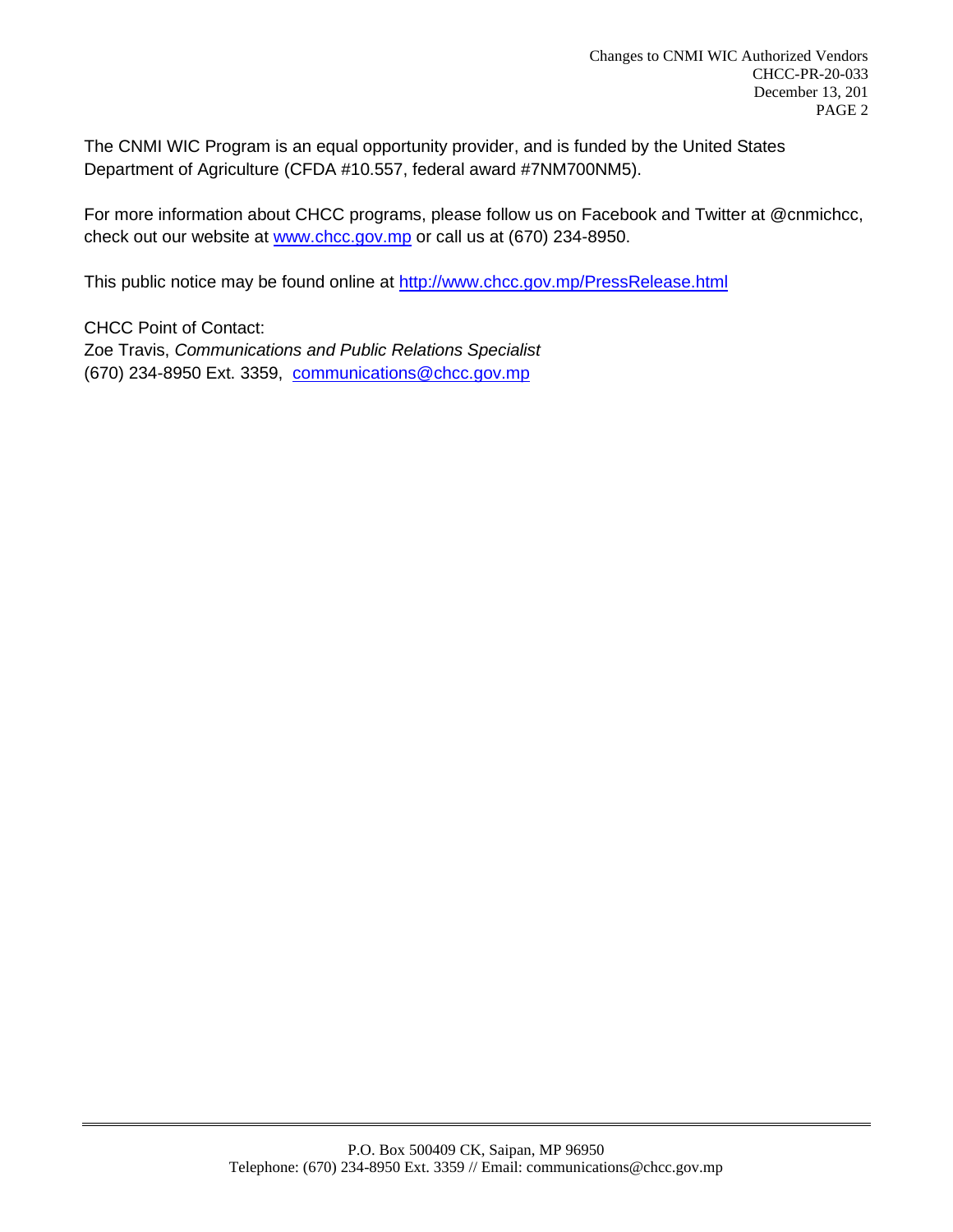The CNMI WIC Program is an equal opportunity provider, and is funded by the United States Department of Agriculture (CFDA #10.557, federal award #7NM700NM5).

For more information about CHCC programs, please follow us on Facebook and Twitter at @cnmichcc, check out our website at www.chcc.gov.mp or call us at (670) 234-8950.

This public notice may be found online at http://www.chcc.gov.mp/PressRelease.html

CHCC Point of Contact:
Zoe Travis, *Communications and Public Relations Specialist*
(670) 234-8950 Ext. 3359, communications@chcc.gov.mp